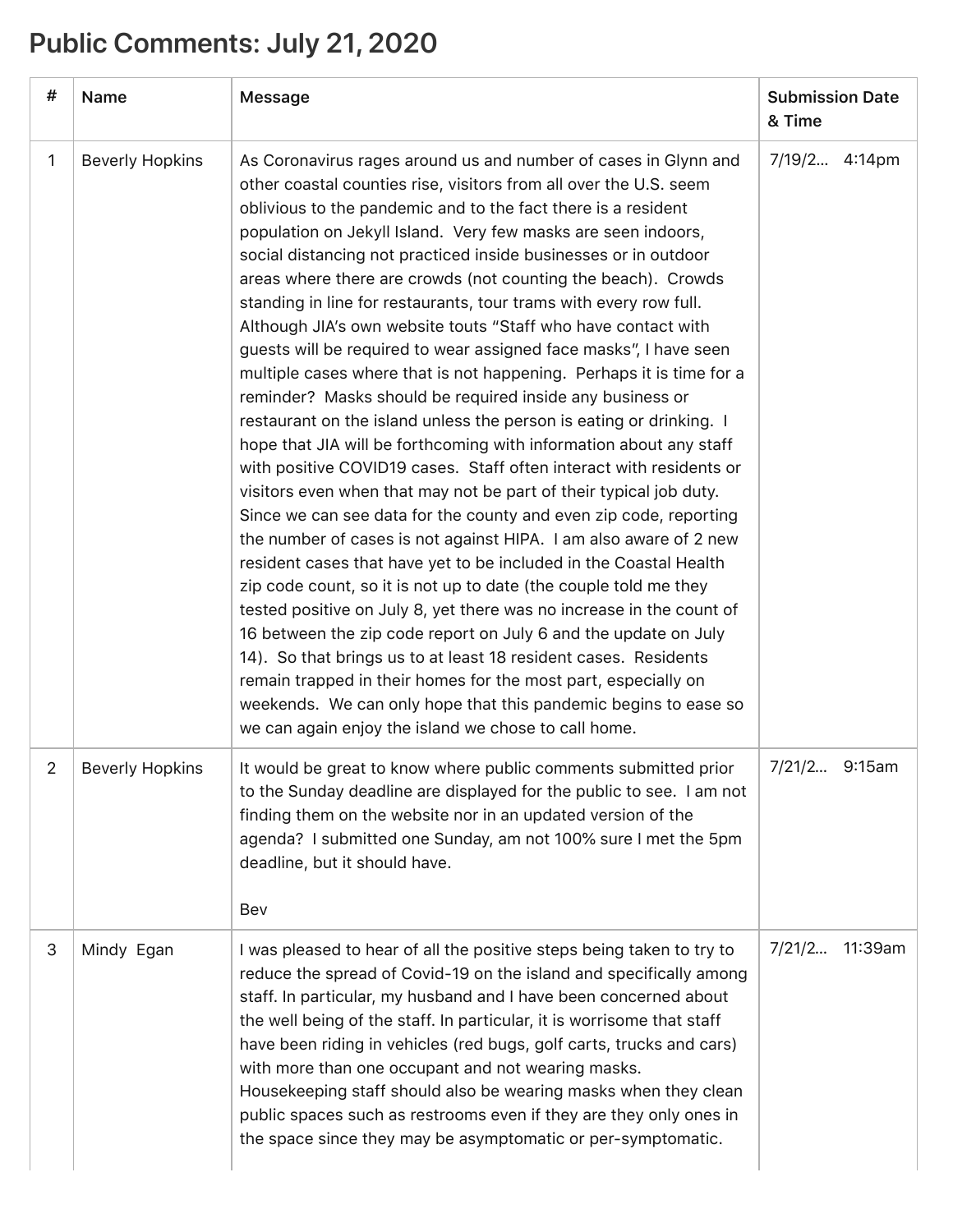# Public Comments: July 21, 2020

| # | Name | Message | Submission Date & Time |
|---|---|---|---|
| 1 | Beverly Hopkins | As Coronavirus rages around us and number of cases in Glynn and other coastal counties rise, visitors from all over the U.S. seem oblivious to the pandemic and to the fact there is a resident population on Jekyll Island. Very few masks are seen indoors, social distancing not practiced inside businesses or in outdoor areas where there are crowds (not counting the beach). Crowds standing in line for restaurants, tour trams with every row full. Although JIA's own website touts "Staff who have contact with guests will be required to wear assigned face masks", I have seen multiple cases where that is not happening. Perhaps it is time for a reminder? Masks should be required inside any business or restaurant on the island unless the person is eating or drinking. I hope that JIA will be forthcoming with information about any staff with positive COVID19 cases. Staff often interact with residents or visitors even when that may not be part of their typical job duty. Since we can see data for the county and even zip code, reporting the number of cases is not against HIPA. I am also aware of 2 new resident cases that have yet to be included in the Coastal Health zip code count, so it is not up to date (the couple told me they tested positive on July 8, yet there was no increase in the count of 16 between the zip code report on July 6 and the update on July 14). So that brings us to at least 18 resident cases. Residents remain trapped in their homes for the most part, especially on weekends. We can only hope that this pandemic begins to ease so we can again enjoy the island we chose to call home. | 7/19/2... 4:14pm |
| 2 | Beverly Hopkins | It would be great to know where public comments submitted prior to the Sunday deadline are displayed for the public to see. I am not finding them on the website nor in an updated version of the agenda? I submitted one Sunday, am not 100% sure I met the 5pm deadline, but it should have.<br><br>Bev | 7/21/2... 9:15am |
| 3 | Mindy Egan | I was pleased to hear of all the positive steps being taken to try to reduce the spread of Covid-19 on the island and specifically among staff. In particular, my husband and I have been concerned about the well being of the staff. In particular, it is worrisome that staff have been riding in vehicles (red bugs, golf carts, trucks and cars) with more than one occupant and not wearing masks. Housekeeping staff should also be wearing masks when they clean public spaces such as restrooms even if they are they only ones in the space since they may be asymptomatic or per-symptomatic. | 7/21/2... 11:39am |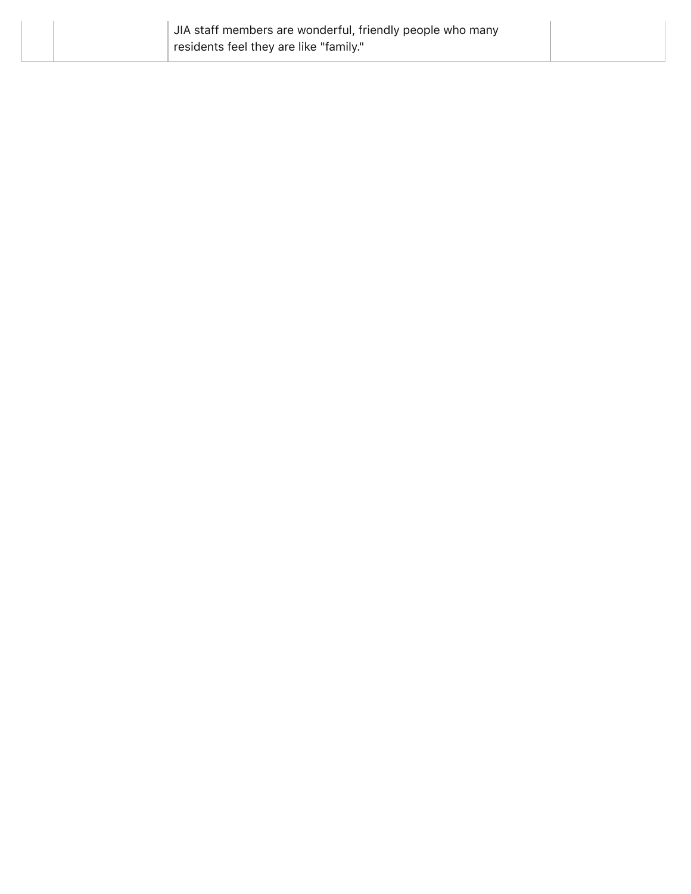| | | | |
|---|---|---|---|
| | | JIA staff members are wonderful, friendly people who many residents feel they are like "family." | |